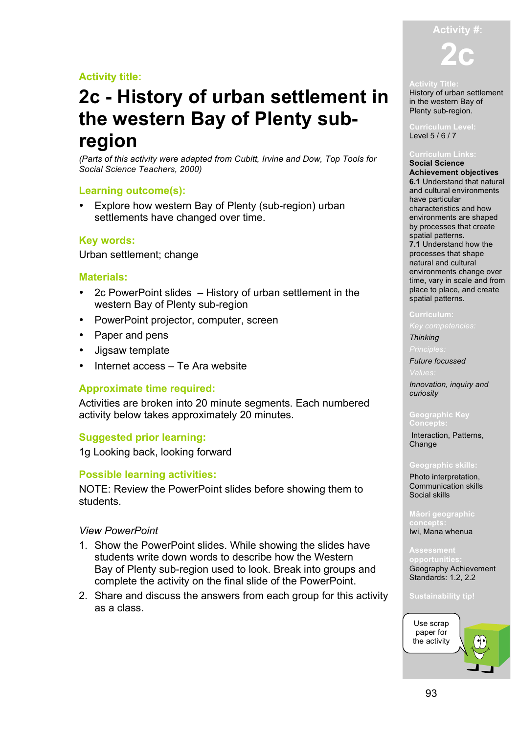Activity title:

# 2c - History of urban settlement in the western Bay of Plenty sub-region

*(Parts of this activity were adapted from Cubitt, Irvine and Dow, Top Tools for Social Science Teachers, 2000)*

## Learning outcome(s):

- Explore how western Bay of Plenty (sub-region) urban settlements have changed over time.

## Key words:

Urban settlement; change

## Materials:

- 2c PowerPoint slides – History of urban settlement in the western Bay of Plenty sub-region
- PowerPoint projector, computer, screen
- Paper and pens
- Jigsaw template
- Internet access – Te Ara website

## Approximate time required:

Activities are broken into 20 minute segments. Each numbered activity below takes approximately 20 minutes.

## Suggested prior learning:

1g Looking back, looking forward

## Possible learning activities:

NOTE: Review the PowerPoint slides before showing them to students.

*View PowerPoint*

1. Show the PowerPoint slides. While showing the slides have students write down words to describe how the Western Bay of Plenty sub-region used to look. Break into groups and complete the activity on the final slide of the PowerPoint.
2. Share and discuss the answers from each group for this activity as a class.

---

**Activity #:** 2c

**Activity Title:** History of urban settlement in the western Bay of Plenty sub-region.

**Curriculum Level:** Level 5 / 6 / 7

**Curriculum Links:**
**Social Science Achievement objectives**
**6.1** Understand that natural and cultural environments have particular characteristics and how environments are shaped by processes that create spatial patterns.
**7.1** Understand how the processes that shape natural and cultural environments change over time, vary in scale and from place to place, and create spatial patterns.

**Curriculum:**
*Key competencies:* *Thinking*
*Principles:* *Future focussed*
*Values:* *Innovation, inquiry and curiosity*

**Geographic Key Concepts:** Interaction, Patterns, Change

**Geographic skills:** Photo interpretation, Communication skills Social skills

**Māori geographic concepts:** Iwi, Mana whenua

**Assessment opportunities:** Geography Achievement Standards: 1.2, 2.2

**Sustainability tip!** Use scrap paper for the activity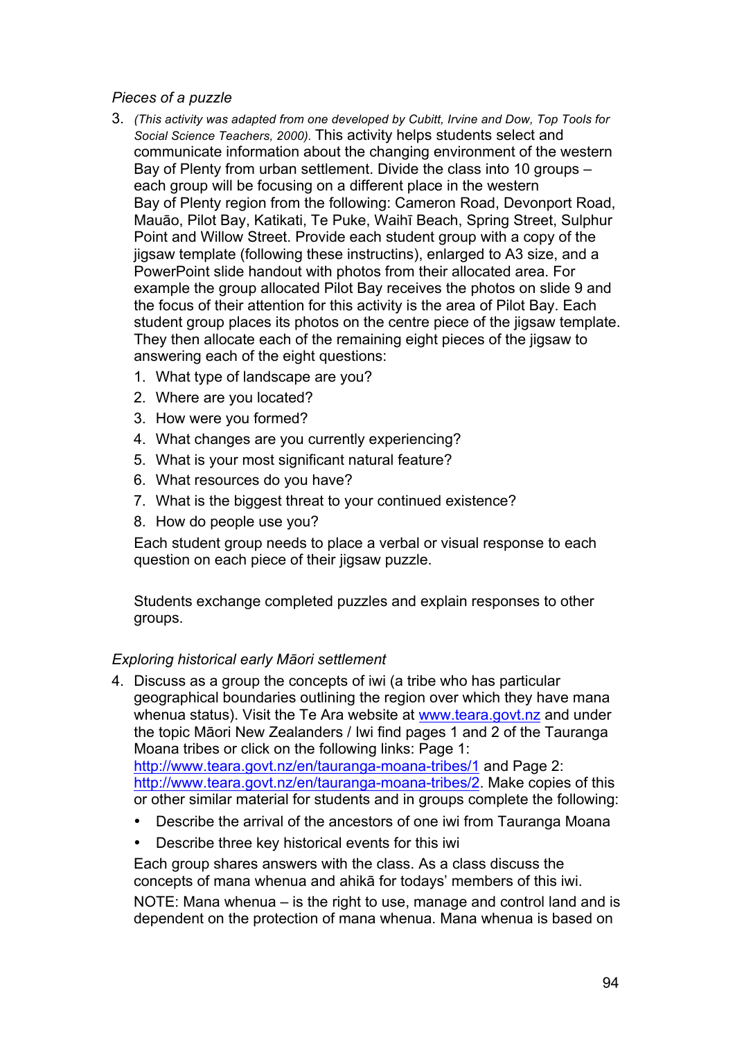*Pieces of a puzzle*

3. *(This activity was adapted from one developed by Cubitt, Irvine and Dow, Top Tools for Social Science Teachers, 2000).* This activity helps students select and communicate information about the changing environment of the western Bay of Plenty from urban settlement. Divide the class into 10 groups – each group will be focusing on a different place in the western Bay of Plenty region from the following: Cameron Road, Devonport Road, Mauāo, Pilot Bay, Katikati, Te Puke, Waihī Beach, Spring Street, Sulphur Point and Willow Street. Provide each student group with a copy of the jigsaw template (following these instructins), enlarged to A3 size, and a PowerPoint slide handout with photos from their allocated area. For example the group allocated Pilot Bay receives the photos on slide 9 and the focus of their attention for this activity is the area of Pilot Bay. Each student group places its photos on the centre piece of the jigsaw template. They then allocate each of the remaining eight pieces of the jigsaw to answering each of the eight questions:
   1. What type of landscape are you?
   2. Where are you located?
   3. How were you formed?
   4. What changes are you currently experiencing?
   5. What is your most significant natural feature?
   6. What resources do you have?
   7. What is the biggest threat to your continued existence?
   8. How do people use you?

   Each student group needs to place a verbal or visual response to each question on each piece of their jigsaw puzzle.

   Students exchange completed puzzles and explain responses to other groups.

*Exploring historical early Māori settlement*

4. Discuss as a group the concepts of iwi (a tribe who has particular geographical boundaries outlining the region over which they have mana whenua status). Visit the Te Ara website at www.teara.govt.nz and under the topic Māori New Zealanders / Iwi find pages 1 and 2 of the Tauranga Moana tribes or click on the following links: Page 1: http://www.teara.govt.nz/en/tauranga-moana-tribes/1 and Page 2: http://www.teara.govt.nz/en/tauranga-moana-tribes/2. Make copies of this or other similar material for students and in groups complete the following:
   - Describe the arrival of the ancestors of one iwi from Tauranga Moana
   - Describe three key historical events for this iwi

   Each group shares answers with the class. As a class discuss the concepts of mana whenua and ahikā for todays' members of this iwi.

   NOTE: Mana whenua – is the right to use, manage and control land and is dependent on the protection of mana whenua. Mana whenua is based on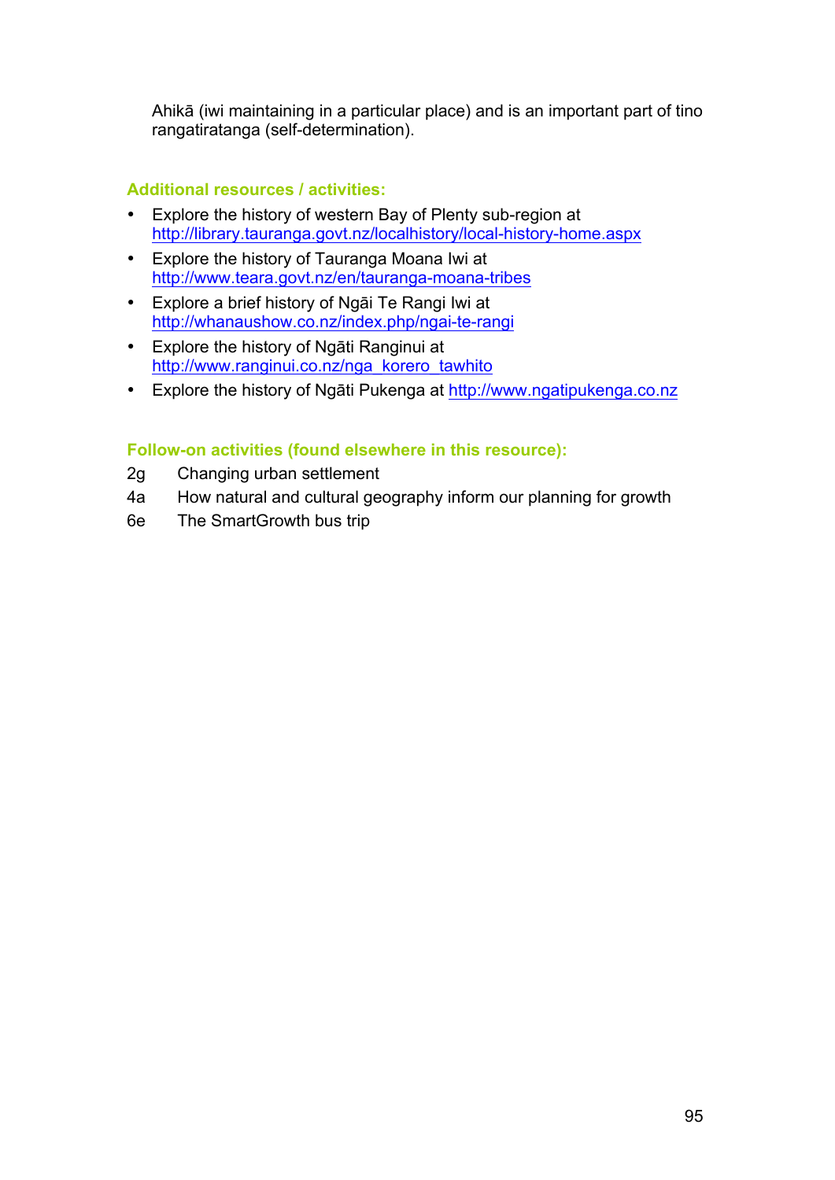Ahikā (iwi maintaining in a particular place) and is an important part of tino rangatiratanga (self-determination).

### Additional resources / activities:

- Explore the history of western Bay of Plenty sub-region at http://library.tauranga.govt.nz/localhistory/local-history-home.aspx
- Explore the history of Tauranga Moana Iwi at http://www.teara.govt.nz/en/tauranga-moana-tribes
- Explore a brief history of Ngāi Te Rangi Iwi at http://whanaushow.co.nz/index.php/ngai-te-rangi
- Explore the history of Ngāti Ranginui at http://www.ranginui.co.nz/nga_korero_tawhito
- Explore the history of Ngāti Pukenga at http://www.ngatipukenga.co.nz

### Follow-on activities (found elsewhere in this resource):

2g Changing urban settlement
4a How natural and cultural geography inform our planning for growth
6e The SmartGrowth bus trip